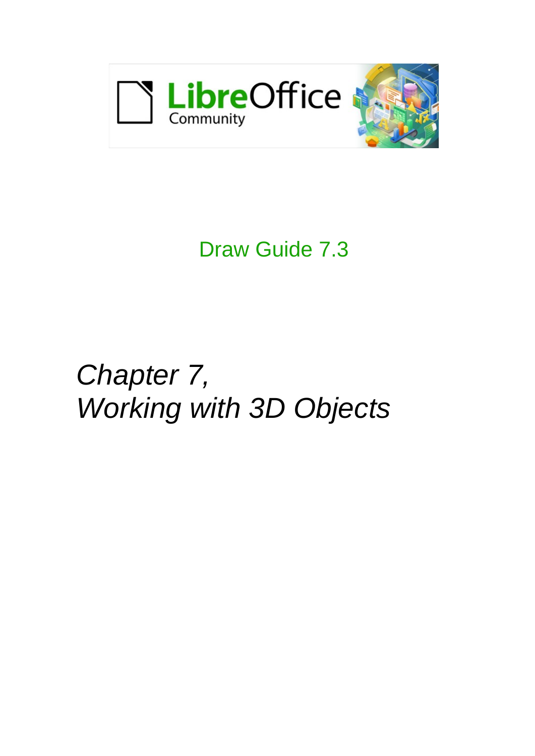LibreOffice Community

Draw Guide 7.3

# *Chapter 7, Working with 3D Objects*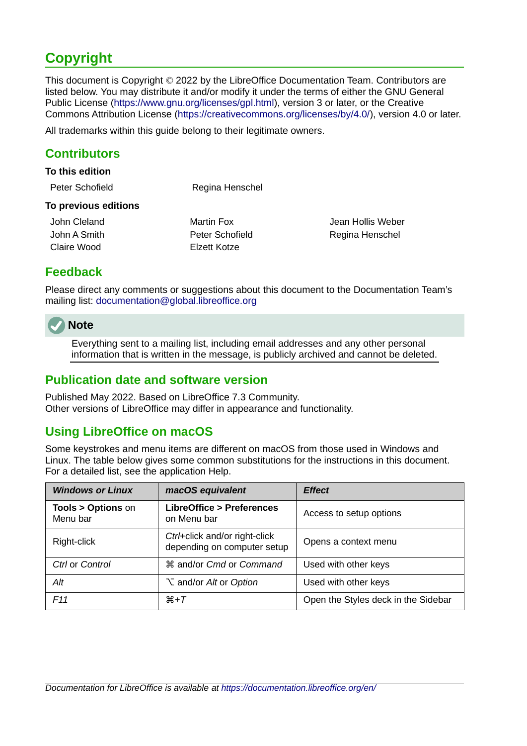# Copyright

This document is Copyright © 2022 by the LibreOffice Documentation Team. Contributors are listed below. You may distribute it and/or modify it under the terms of either the GNU General Public License (https://www.gnu.org/licenses/gpl.html), version 3 or later, or the Creative Commons Attribution License (https://creativecommons.org/licenses/by/4.0/), version 4.0 or later.

All trademarks within this guide belong to their legitimate owners.

## Contributors

### To this edition

Peter Schofield
Regina Henschel

### To previous editions

John Cleland
Martin Fox
Jean Hollis Weber
John A Smith
Peter Schofield
Regina Henschel
Claire Wood
Elzett Kotze

## Feedback

Please direct any comments or suggestions about this document to the Documentation Team's mailing list: documentation@global.libreoffice.org

**Note**

Everything sent to a mailing list, including email addresses and any other personal information that is written in the message, is publicly archived and cannot be deleted.

## Publication date and software version

Published May 2022. Based on LibreOffice 7.3 Community.
Other versions of LibreOffice may differ in appearance and functionality.

## Using LibreOffice on macOS

Some keystrokes and menu items are different on macOS from those used in Windows and Linux. The table below gives some common substitutions for the instructions in this document. For a detailed list, see the application Help.

| *Windows or Linux* | *macOS equivalent* | *Effect* |
|---|---|---|
| **Tools > Options** on Menu bar | **LibreOffice > Preferences** on Menu bar | Access to setup options |
| Right-click | *Ctrl*+click and/or right-click depending on computer setup | Opens a context menu |
| *Ctrl* or *Control* | ⌘ and/or *Cmd* or *Command* | Used with other keys |
| *Alt* | ⌥ and/or *Alt* or *Option* | Used with other keys |
| *F11* | ⌘+*T* | Open the Styles deck in the Sidebar |

*Documentation for LibreOffice is available at https://documentation.libreoffice.org/en/*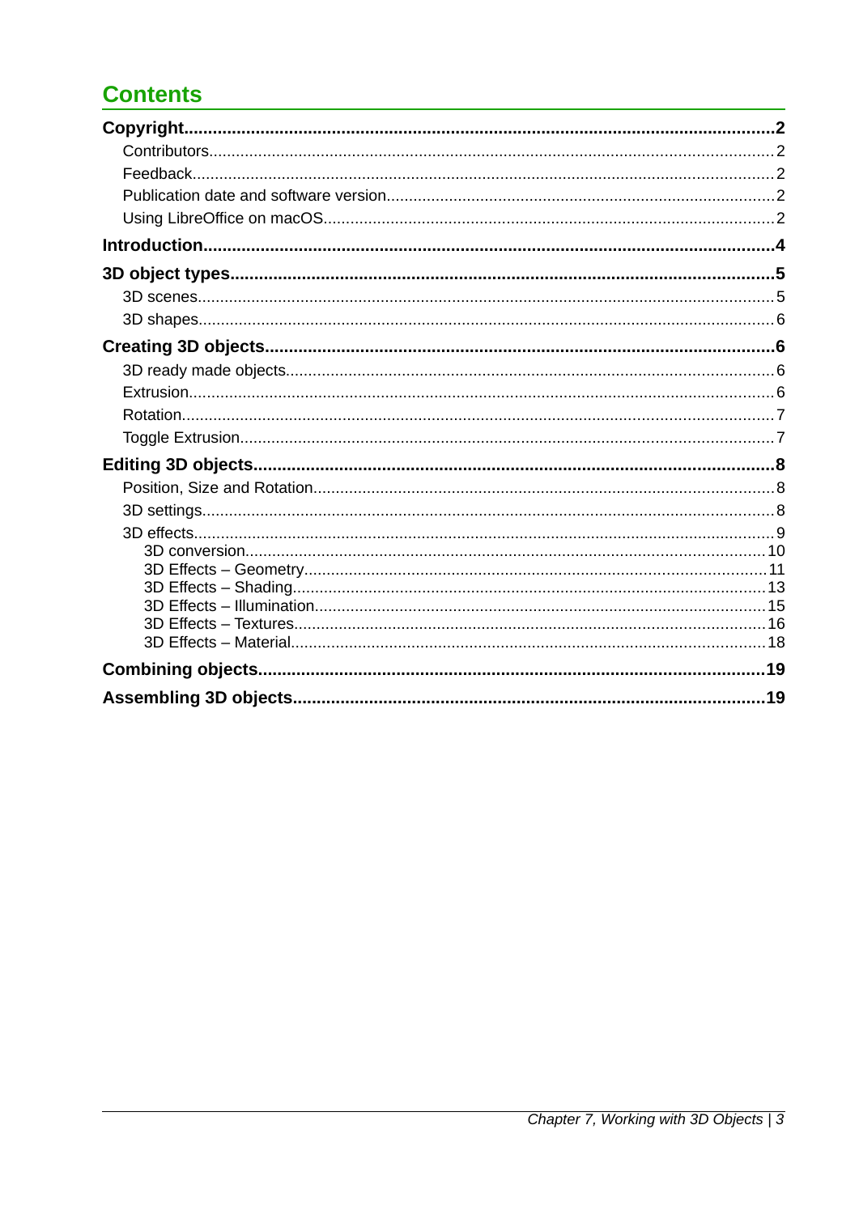# Contents

**Copyright** ... **2**

- Contributors ... 2
- Feedback ... 2
- Publication date and software version ... 2
- Using LibreOffice on macOS ... 2

**Introduction** ... **4**

**3D object types** ... **5**

- 3D scenes ... 5
- 3D shapes ... 6

**Creating 3D objects** ... **6**

- 3D ready made objects ... 6
- Extrusion ... 6
- Rotation ... 7
- Toggle Extrusion ... 7

**Editing 3D objects** ... **8**

- Position, Size and Rotation ... 8
- 3D settings ... 8
- 3D effects ... 9
  - 3D conversion ... 10
  - 3D Effects – Geometry ... 11
  - 3D Effects – Shading ... 13
  - 3D Effects – Illumination ... 15
  - 3D Effects – Textures ... 16
  - 3D Effects – Material ... 18

**Combining objects** ... **19**

**Assembling 3D objects** ... **19**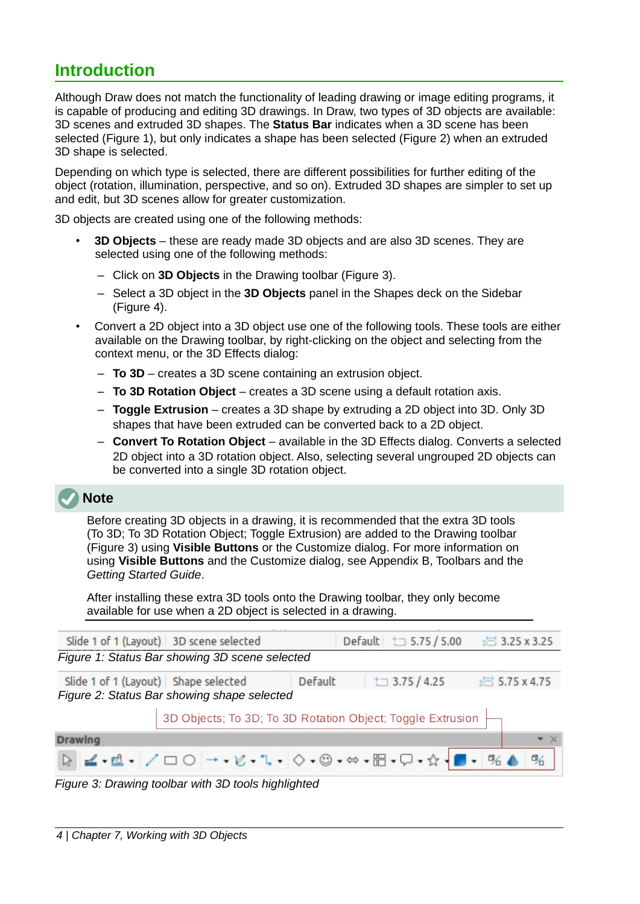# Introduction

Although Draw does not match the functionality of leading drawing or image editing programs, it is capable of producing and editing 3D drawings. In Draw, two types of 3D objects are available: 3D scenes and extruded 3D shapes. The **Status Bar** indicates when a 3D scene has been selected (Figure 1), but only indicates a shape has been selected (Figure 2) when an extruded 3D shape is selected.

Depending on which type is selected, there are different possibilities for further editing of the object (rotation, illumination, perspective, and so on). Extruded 3D shapes are simpler to set up and edit, but 3D scenes allow for greater customization.

3D objects are created using one of the following methods:

- **3D Objects** – these are ready made 3D objects and are also 3D scenes. They are selected using one of the following methods:
  - Click on **3D Objects** in the Drawing toolbar (Figure 3).
  - Select a 3D object in the **3D Objects** panel in the Shapes deck on the Sidebar (Figure 4).
- Convert a 2D object into a 3D object use one of the following tools. These tools are either available on the Drawing toolbar, by right-clicking on the object and selecting from the context menu, or the 3D Effects dialog:
  - **To 3D** – creates a 3D scene containing an extrusion object.
  - **To 3D Rotation Object** – creates a 3D scene using a default rotation axis.
  - **Toggle Extrusion** – creates a 3D shape by extruding a 2D object into 3D. Only 3D shapes that have been extruded can be converted back to a 2D object.
  - **Convert To Rotation Object** – available in the 3D Effects dialog. Converts a selected 2D object into a 3D rotation object. Also, selecting several ungrouped 2D objects can be converted into a single 3D rotation object.

**Note**

Before creating 3D objects in a drawing, it is recommended that the extra 3D tools (To 3D; To 3D Rotation Object; Toggle Extrusion) are added to the Drawing toolbar (Figure 3) using **Visible Buttons** or the Customize dialog. For more information on using **Visible Buttons** and the Customize dialog, see Appendix B, Toolbars and the *Getting Started Guide*.

After installing these extra 3D tools onto the Drawing toolbar, they only become available for use when a 2D object is selected in a drawing.

*Figure 1: Status Bar showing 3D scene selected*

*Figure 2: Status Bar showing shape selected*

*Figure 3: Drawing toolbar with 3D tools highlighted*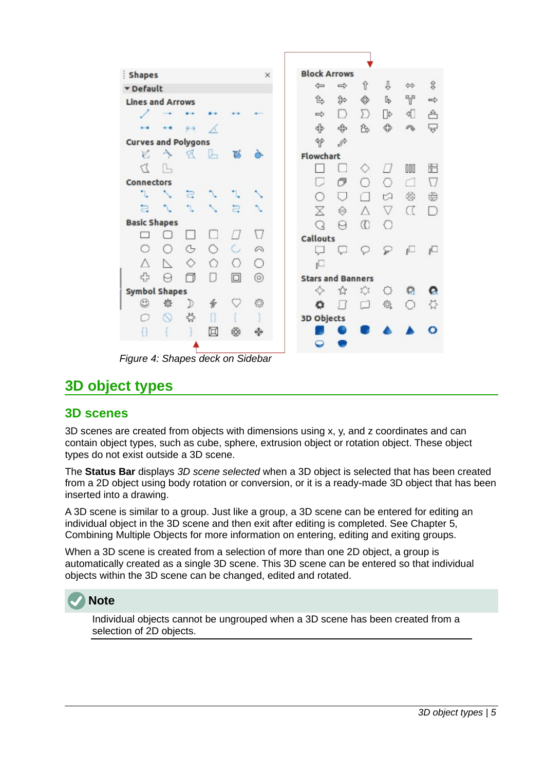Figure 4: Shapes deck on Sidebar

# 3D object types

## 3D scenes

3D scenes are created from objects with dimensions using x, y, and z coordinates and can contain object types, such as cube, sphere, extrusion object or rotation object. These object types do not exist outside a 3D scene.

The **Status Bar** displays *3D scene selected* when a 3D object is selected that has been created from a 2D object using body rotation or conversion, or it is a ready-made 3D object that has been inserted into a drawing.

A 3D scene is similar to a group. Just like a group, a 3D scene can be entered for editing an individual object in the 3D scene and then exit after editing is completed. See Chapter 5, Combining Multiple Objects for more information on entering, editing and exiting groups.

When a 3D scene is created from a selection of more than one 2D object, a group is automatically created as a single 3D scene. This 3D scene can be entered so that individual objects within the 3D scene can be changed, edited and rotated.

**Note**

Individual objects cannot be ungrouped when a 3D scene has been created from a selection of 2D objects.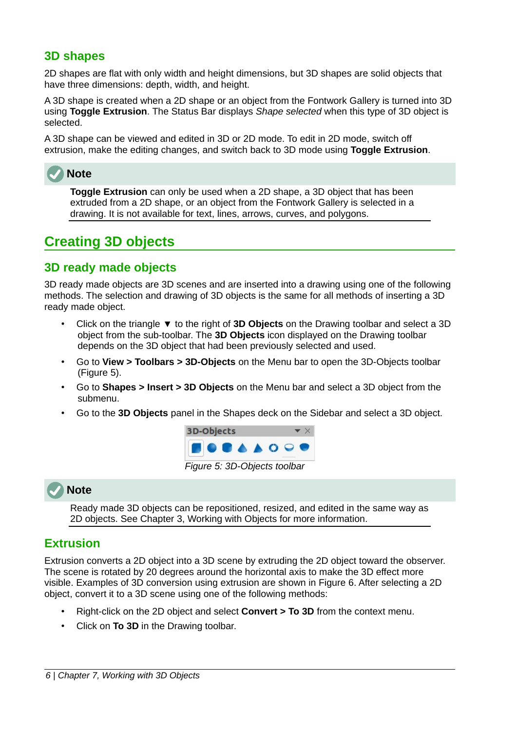## 3D shapes

2D shapes are flat with only width and height dimensions, but 3D shapes are solid objects that have three dimensions: depth, width, and height.

A 3D shape is created when a 2D shape or an object from the Fontwork Gallery is turned into 3D using **Toggle Extrusion**. The Status Bar displays *Shape selected* when this type of 3D object is selected.

A 3D shape can be viewed and edited in 3D or 2D mode. To edit in 2D mode, switch off extrusion, make the editing changes, and switch back to 3D mode using **Toggle Extrusion**.

**Note**

**Toggle Extrusion** can only be used when a 2D shape, a 3D object that has been extruded from a 2D shape, or an object from the Fontwork Gallery is selected in a drawing. It is not available for text, lines, arrows, curves, and polygons.

# Creating 3D objects

## 3D ready made objects

3D ready made objects are 3D scenes and are inserted into a drawing using one of the following methods. The selection and drawing of 3D objects is the same for all methods of inserting a 3D ready made object.

- Click on the triangle ▼ to the right of **3D Objects** on the Drawing toolbar and select a 3D object from the sub-toolbar. The **3D Objects** icon displayed on the Drawing toolbar depends on the 3D object that had been previously selected and used.
- Go to **View > Toolbars > 3D-Objects** on the Menu bar to open the 3D-Objects toolbar (Figure 5).
- Go to **Shapes > Insert > 3D Objects** on the Menu bar and select a 3D object from the submenu.
- Go to the **3D Objects** panel in the Shapes deck on the Sidebar and select a 3D object.

*Figure 5: 3D-Objects toolbar*

**Note**

Ready made 3D objects can be repositioned, resized, and edited in the same way as 2D objects. See Chapter 3, Working with Objects for more information.

## Extrusion

Extrusion converts a 2D object into a 3D scene by extruding the 2D object toward the observer. The scene is rotated by 20 degrees around the horizontal axis to make the 3D effect more visible. Examples of 3D conversion using extrusion are shown in Figure 6. After selecting a 2D object, convert it to a 3D scene using one of the following methods:

- Right-click on the 2D object and select **Convert > To 3D** from the context menu.
- Click on **To 3D** in the Drawing toolbar.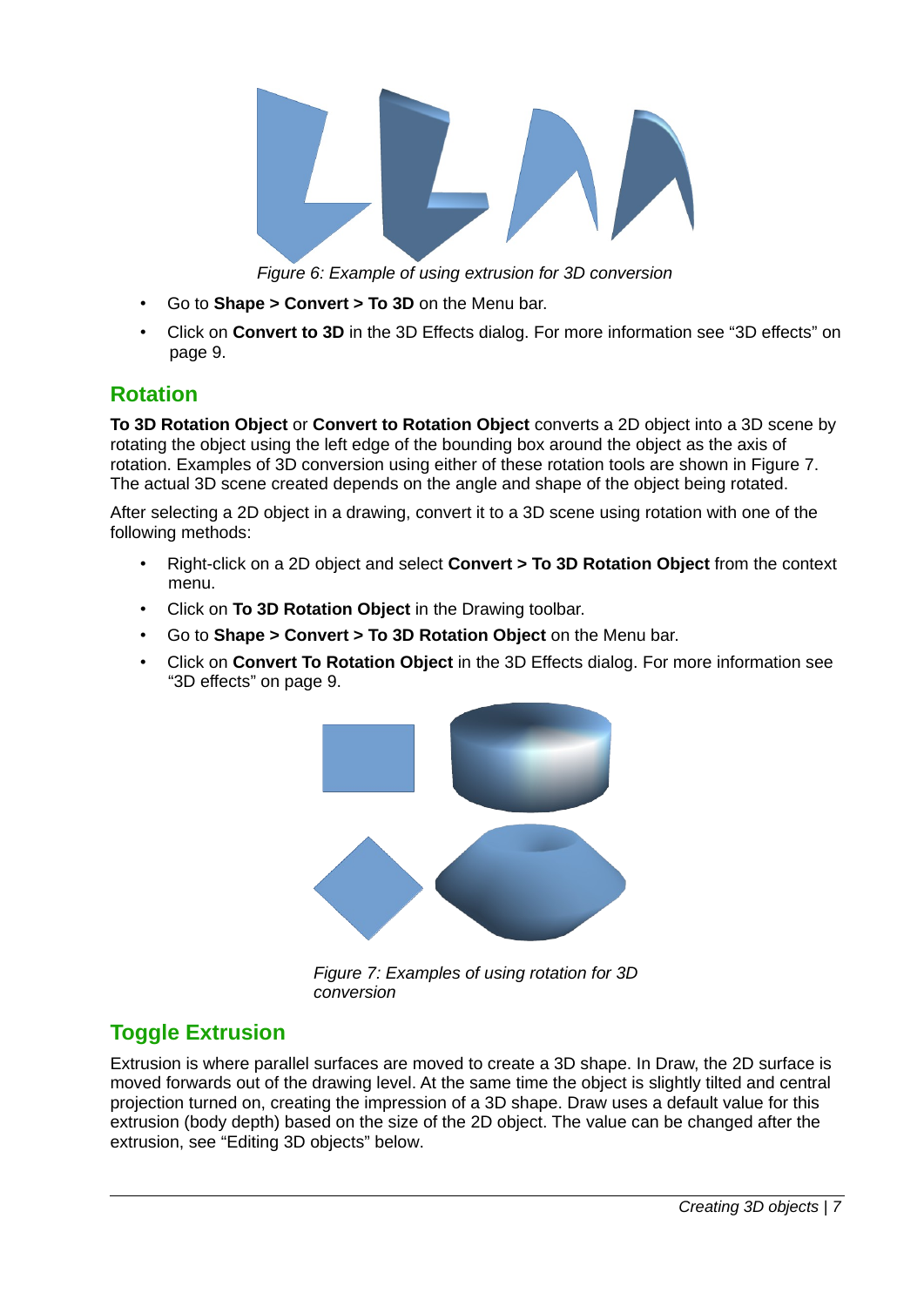*Figure 6: Example of using extrusion for 3D conversion*

- Go to **Shape > Convert > To 3D** on the Menu bar.
- Click on **Convert to 3D** in the 3D Effects dialog. For more information see "3D effects" on page 9.

## Rotation

**To 3D Rotation Object** or **Convert to Rotation Object** converts a 2D object into a 3D scene by rotating the object using the left edge of the bounding box around the object as the axis of rotation. Examples of 3D conversion using either of these rotation tools are shown in Figure 7. The actual 3D scene created depends on the angle and shape of the object being rotated.

After selecting a 2D object in a drawing, convert it to a 3D scene using rotation with one of the following methods:

- Right-click on a 2D object and select **Convert > To 3D Rotation Object** from the context menu.
- Click on **To 3D Rotation Object** in the Drawing toolbar.
- Go to **Shape > Convert > To 3D Rotation Object** on the Menu bar.
- Click on **Convert To Rotation Object** in the 3D Effects dialog. For more information see "3D effects" on page 9.

*Figure 7: Examples of using rotation for 3D conversion*

## Toggle Extrusion

Extrusion is where parallel surfaces are moved to create a 3D shape. In Draw, the 2D surface is moved forwards out of the drawing level. At the same time the object is slightly tilted and central projection turned on, creating the impression of a 3D shape. Draw uses a default value for this extrusion (body depth) based on the size of the 2D object. The value can be changed after the extrusion, see "Editing 3D objects" below.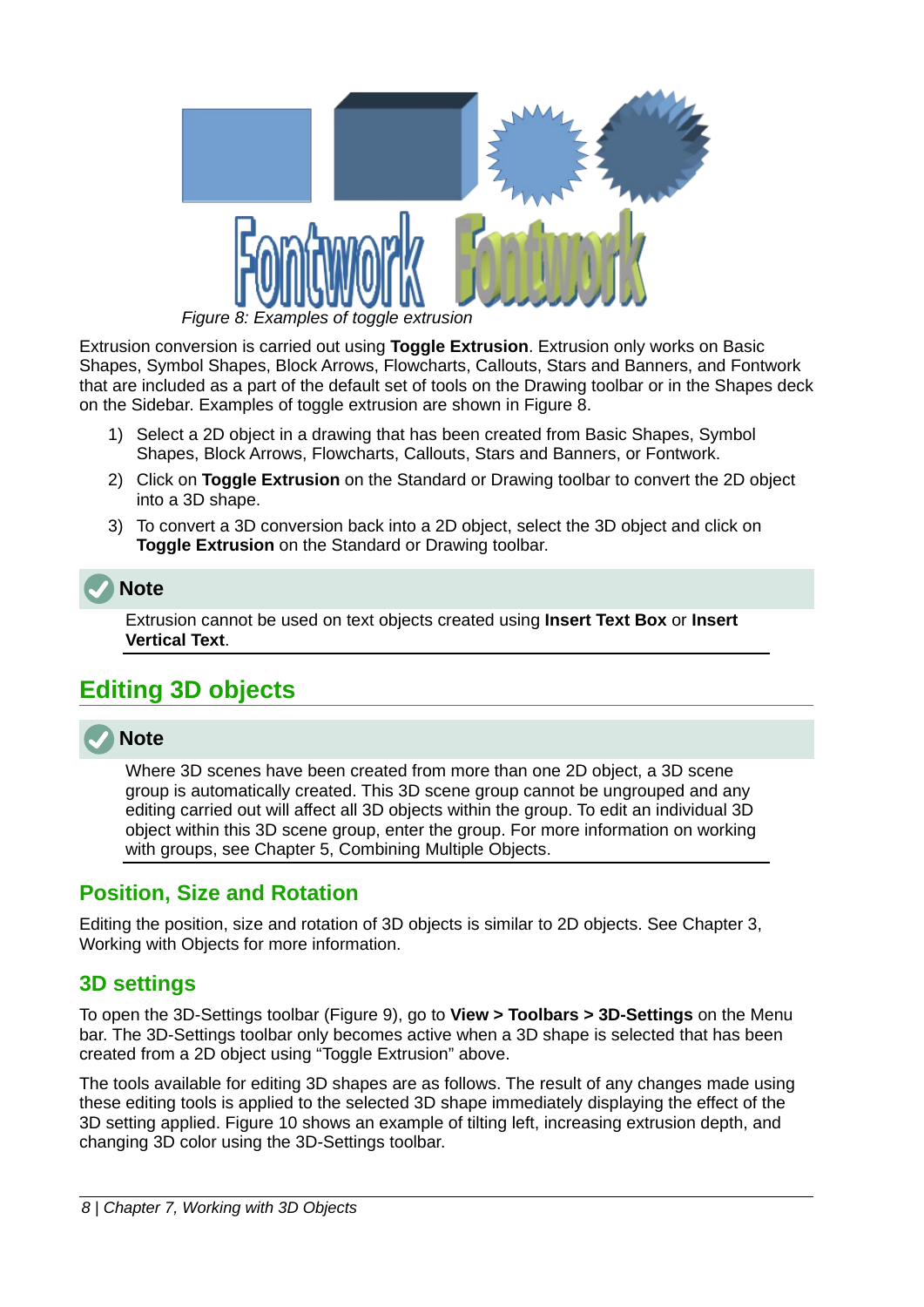*Figure 8: Examples of toggle extrusion*

Extrusion conversion is carried out using **Toggle Extrusion**. Extrusion only works on Basic Shapes, Symbol Shapes, Block Arrows, Flowcharts, Callouts, Stars and Banners, and Fontwork that are included as a part of the default set of tools on the Drawing toolbar or in the Shapes deck on the Sidebar. Examples of toggle extrusion are shown in Figure 8.

1) Select a 2D object in a drawing that has been created from Basic Shapes, Symbol Shapes, Block Arrows, Flowcharts, Callouts, Stars and Banners, or Fontwork.
2) Click on **Toggle Extrusion** on the Standard or Drawing toolbar to convert the 2D object into a 3D shape.
3) To convert a 3D conversion back into a 2D object, select the 3D object and click on **Toggle Extrusion** on the Standard or Drawing toolbar.

**Note**

Extrusion cannot be used on text objects created using **Insert Text Box** or **Insert Vertical Text**.

## Editing 3D objects

**Note**

Where 3D scenes have been created from more than one 2D object, a 3D scene group is automatically created. This 3D scene group cannot be ungrouped and any editing carried out will affect all 3D objects within the group. To edit an individual 3D object within this 3D scene group, enter the group. For more information on working with groups, see Chapter 5, Combining Multiple Objects.

### Position, Size and Rotation

Editing the position, size and rotation of 3D objects is similar to 2D objects. See Chapter 3, Working with Objects for more information.

### 3D settings

To open the 3D-Settings toolbar (Figure 9), go to **View > Toolbars > 3D-Settings** on the Menu bar. The 3D-Settings toolbar only becomes active when a 3D shape is selected that has been created from a 2D object using “Toggle Extrusion” above.

The tools available for editing 3D shapes are as follows. The result of any changes made using these editing tools is applied to the selected 3D shape immediately displaying the effect of the 3D setting applied. Figure 10 shows an example of tilting left, increasing extrusion depth, and changing 3D color using the 3D-Settings toolbar.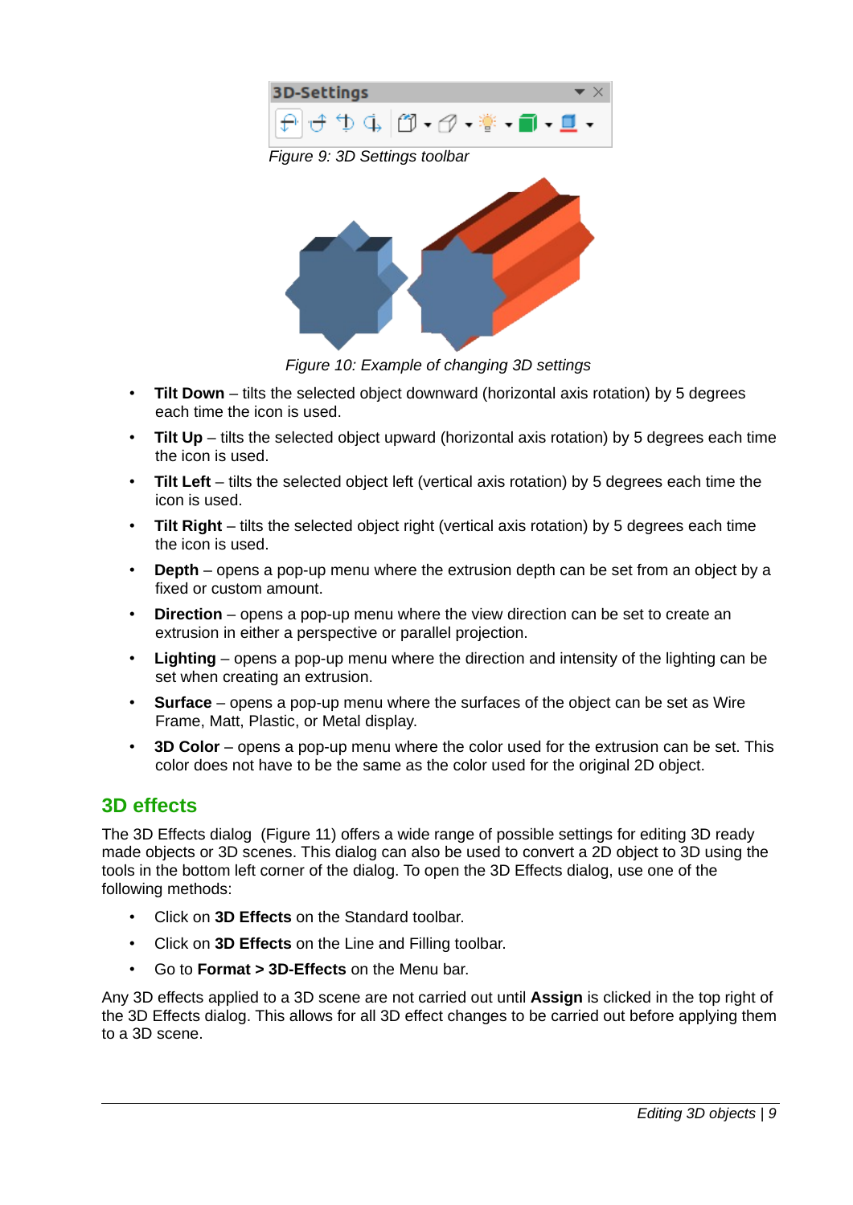Figure 9: 3D Settings toolbar

Figure 10: Example of changing 3D settings

- **Tilt Down** – tilts the selected object downward (horizontal axis rotation) by 5 degrees each time the icon is used.
- **Tilt Up** – tilts the selected object upward (horizontal axis rotation) by 5 degrees each time the icon is used.
- **Tilt Left** – tilts the selected object left (vertical axis rotation) by 5 degrees each time the icon is used.
- **Tilt Right** – tilts the selected object right (vertical axis rotation) by 5 degrees each time the icon is used.
- **Depth** – opens a pop-up menu where the extrusion depth can be set from an object by a fixed or custom amount.
- **Direction** – opens a pop-up menu where the view direction can be set to create an extrusion in either a perspective or parallel projection.
- **Lighting** – opens a pop-up menu where the direction and intensity of the lighting can be set when creating an extrusion.
- **Surface** – opens a pop-up menu where the surfaces of the object can be set as Wire Frame, Matt, Plastic, or Metal display.
- **3D Color** – opens a pop-up menu where the color used for the extrusion can be set. This color does not have to be the same as the color used for the original 2D object.

## 3D effects

The 3D Effects dialog (Figure 11) offers a wide range of possible settings for editing 3D ready made objects or 3D scenes. This dialog can also be used to convert a 2D object to 3D using the tools in the bottom left corner of the dialog. To open the 3D Effects dialog, use one of the following methods:

- Click on **3D Effects** on the Standard toolbar.
- Click on **3D Effects** on the Line and Filling toolbar.
- Go to **Format > 3D-Effects** on the Menu bar.

Any 3D effects applied to a 3D scene are not carried out until **Assign** is clicked in the top right of the 3D Effects dialog. This allows for all 3D effect changes to be carried out before applying them to a 3D scene.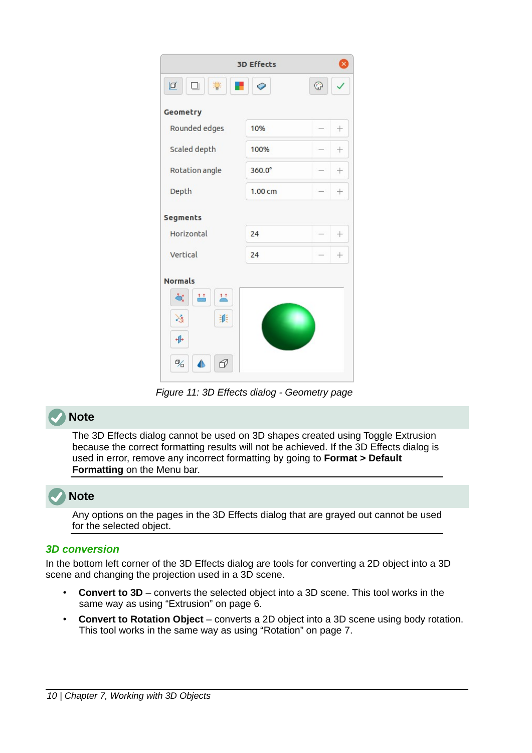Figure 11: 3D Effects dialog - Geometry page

**Note**

The 3D Effects dialog cannot be used on 3D shapes created using Toggle Extrusion because the correct formatting results will not be achieved. If the 3D Effects dialog is used in error, remove any incorrect formatting by going to **Format > Default Formatting** on the Menu bar.

**Note**

Any options on the pages in the 3D Effects dialog that are grayed out cannot be used for the selected object.

### 3D conversion

In the bottom left corner of the 3D Effects dialog are tools for converting a 2D object into a 3D scene and changing the projection used in a 3D scene.

- **Convert to 3D** – converts the selected object into a 3D scene. This tool works in the same way as using "Extrusion" on page 6.
- **Convert to Rotation Object** – converts a 2D object into a 3D scene using body rotation. This tool works in the same way as using "Rotation" on page 7.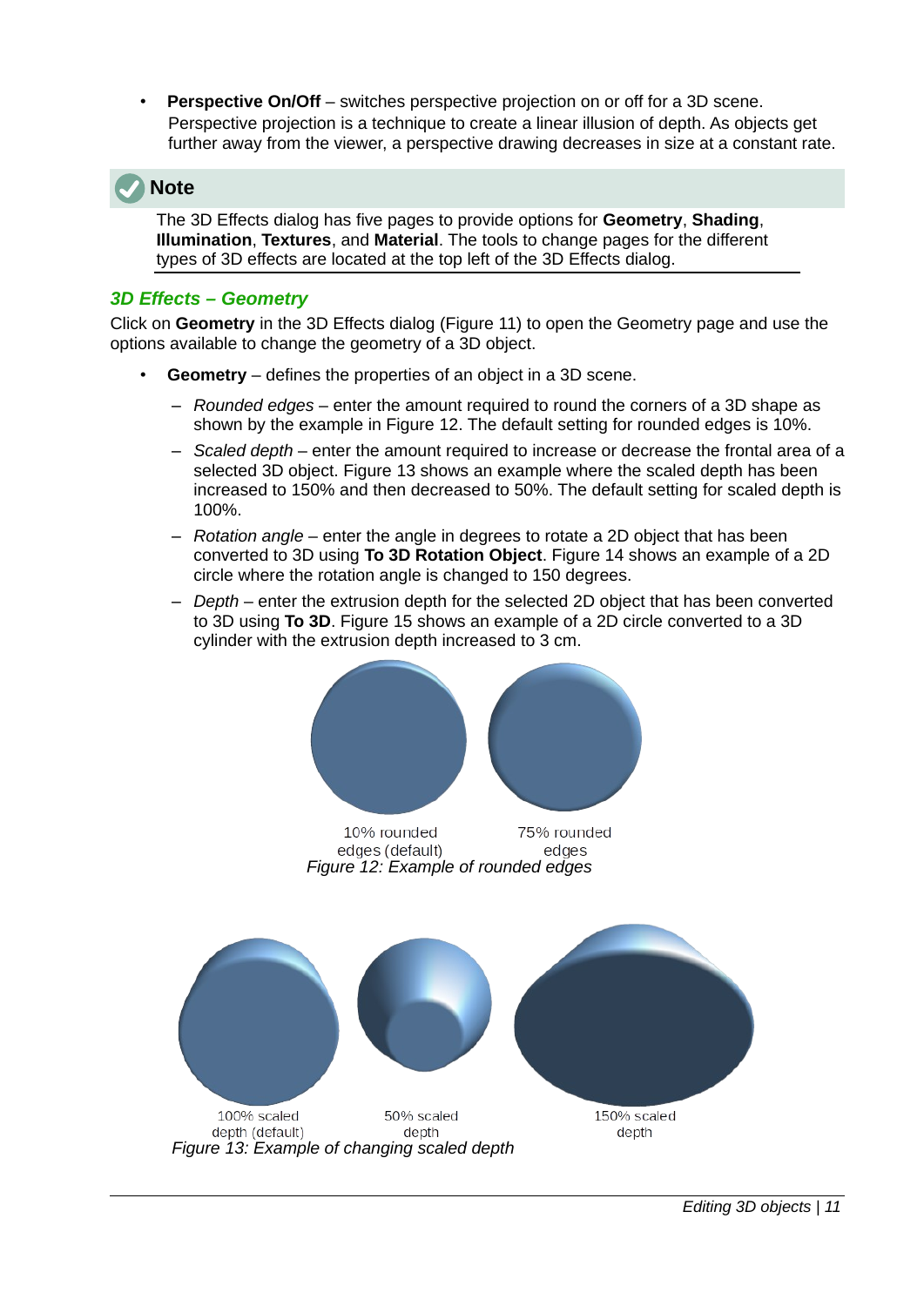- **Perspective On/Off** – switches perspective projection on or off for a 3D scene. Perspective projection is a technique to create a linear illusion of depth. As objects get further away from the viewer, a perspective drawing decreases in size at a constant rate.

> **Note**
>
> The 3D Effects dialog has five pages to provide options for **Geometry**, **Shading**, **Illumination**, **Textures**, and **Material**. The tools to change pages for the different types of 3D effects are located at the top left of the 3D Effects dialog.

### *3D Effects – Geometry*

Click on **Geometry** in the 3D Effects dialog (Figure 11) to open the Geometry page and use the options available to change the geometry of a 3D object.

- **Geometry** – defines the properties of an object in a 3D scene.
  - *Rounded edges* – enter the amount required to round the corners of a 3D shape as shown by the example in Figure 12. The default setting for rounded edges is 10%.
  - *Scaled depth* – enter the amount required to increase or decrease the frontal area of a selected 3D object. Figure 13 shows an example where the scaled depth has been increased to 150% and then decreased to 50%. The default setting for scaled depth is 100%.
  - *Rotation angle* – enter the angle in degrees to rotate a 2D object that has been converted to 3D using **To 3D Rotation Object**. Figure 14 shows an example of a 2D circle where the rotation angle is changed to 150 degrees.
  - *Depth* – enter the extrusion depth for the selected 2D object that has been converted to 3D using **To 3D**. Figure 15 shows an example of a 2D circle converted to a 3D cylinder with the extrusion depth increased to 3 cm.

10% rounded edges (default) | 75% rounded edges

*Figure 12: Example of rounded edges*

100% scaled depth (default) | 50% scaled depth | 150% scaled depth

*Figure 13: Example of changing scaled depth*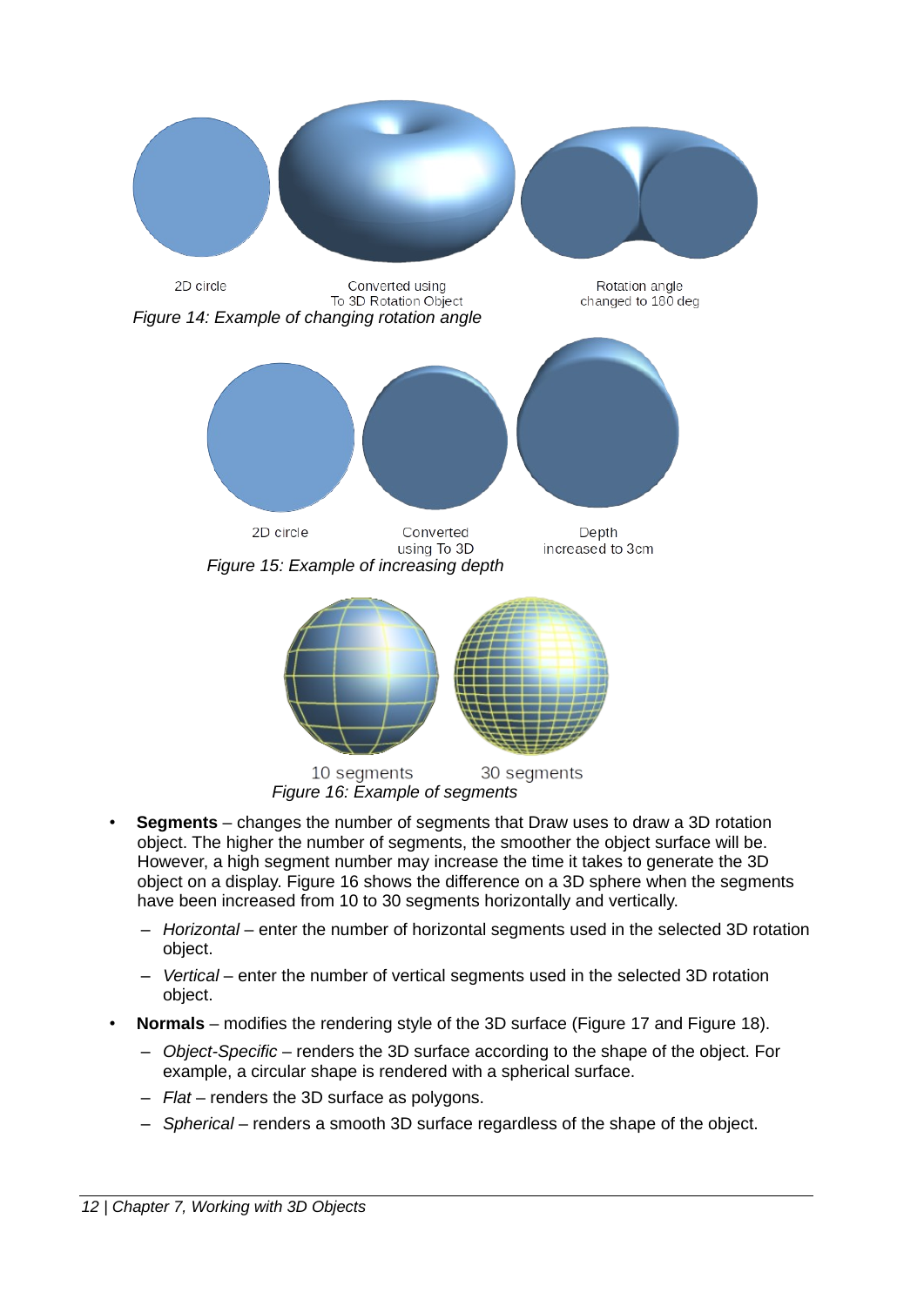2D circle

Converted using
To 3D Rotation Object

Rotation angle
changed to 180 deg

*Figure 14: Example of changing rotation angle*

2D circle

Converted
using To 3D

Depth
increased to 3cm

*Figure 15: Example of increasing depth*

10 segments

30 segments

*Figure 16: Example of segments*

- **Segments** – changes the number of segments that Draw uses to draw a 3D rotation object. The higher the number of segments, the smoother the object surface will be. However, a high segment number may increase the time it takes to generate the 3D object on a display. Figure 16 shows the difference on a 3D sphere when the segments have been increased from 10 to 30 segments horizontally and vertically.
  - *Horizontal* – enter the number of horizontal segments used in the selected 3D rotation object.
  - *Vertical* – enter the number of vertical segments used in the selected 3D rotation object.
- **Normals** – modifies the rendering style of the 3D surface (Figure 17 and Figure 18).
  - *Object-Specific* – renders the 3D surface according to the shape of the object. For example, a circular shape is rendered with a spherical surface.
  - *Flat* – renders the 3D surface as polygons.
  - *Spherical* – renders a smooth 3D surface regardless of the shape of the object.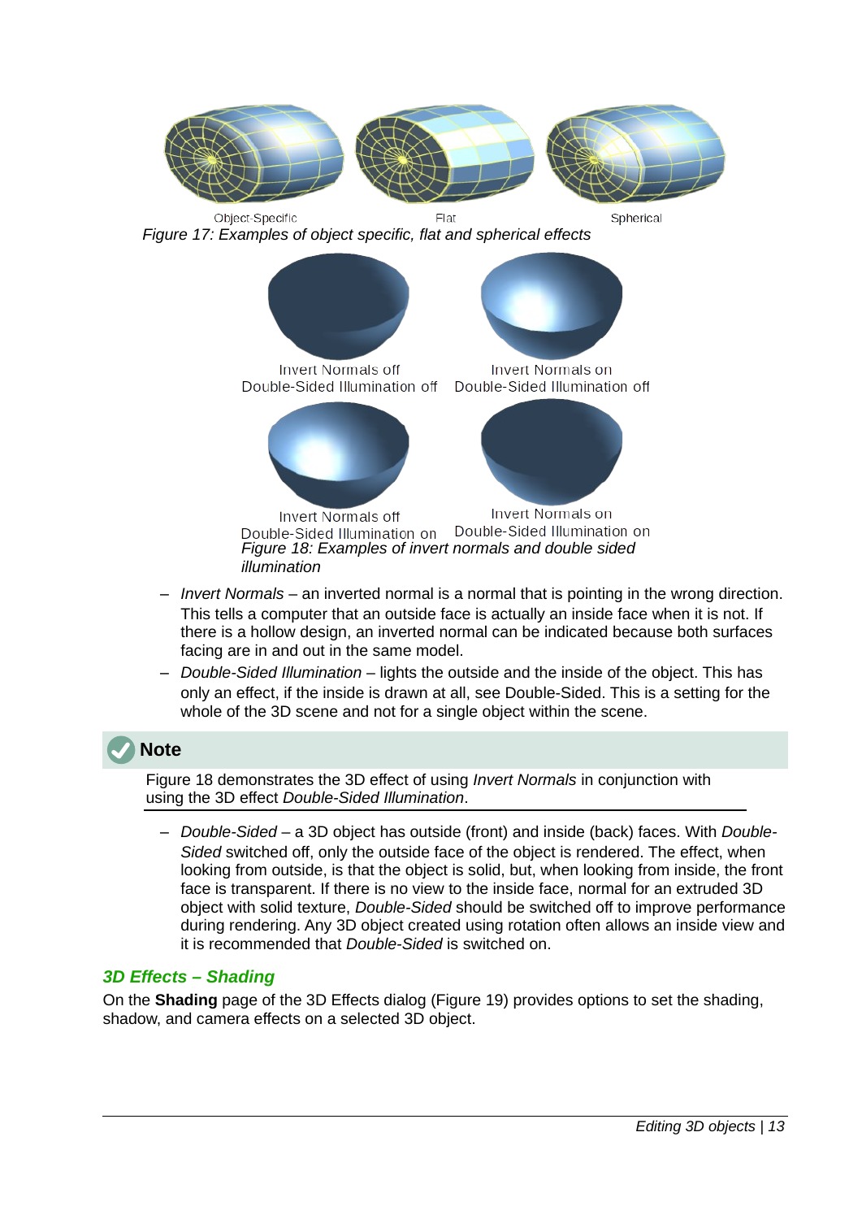Object-Specific Flat Spherical

*Figure 17: Examples of object specific, flat and spherical effects*

Invert Normals off
Double-Sided Illumination off

Invert Normals on
Double-Sided Illumination off

Invert Normals off
Double-Sided Illumination on

Invert Normals on
Double-Sided Illumination on

*Figure 18: Examples of invert normals and double sided illumination*

- *Invert Normals* – an inverted normal is a normal that is pointing in the wrong direction. This tells a computer that an outside face is actually an inside face when it is not. If there is a hollow design, an inverted normal can be indicated because both surfaces facing are in and out in the same model.
- *Double-Sided Illumination* – lights the outside and the inside of the object. This has only an effect, if the inside is drawn at all, see Double-Sided. This is a setting for the whole of the 3D scene and not for a single object within the scene.

**Note**

Figure 18 demonstrates the 3D effect of using *Invert Normals* in conjunction with using the 3D effect *Double-Sided Illumination*.

- *Double-Sided* – a 3D object has outside (front) and inside (back) faces. With *Double-Sided* switched off, only the outside face of the object is rendered. The effect, when looking from outside, is that the object is solid, but, when looking from inside, the front face is transparent. If there is no view to the inside face, normal for an extruded 3D object with solid texture, *Double-Sided* should be switched off to improve performance during rendering. Any 3D object created using rotation often allows an inside view and it is recommended that *Double-Sided* is switched on.

### *3D Effects – Shading*

On the **Shading** page of the 3D Effects dialog (Figure 19) provides options to set the shading, shadow, and camera effects on a selected 3D object.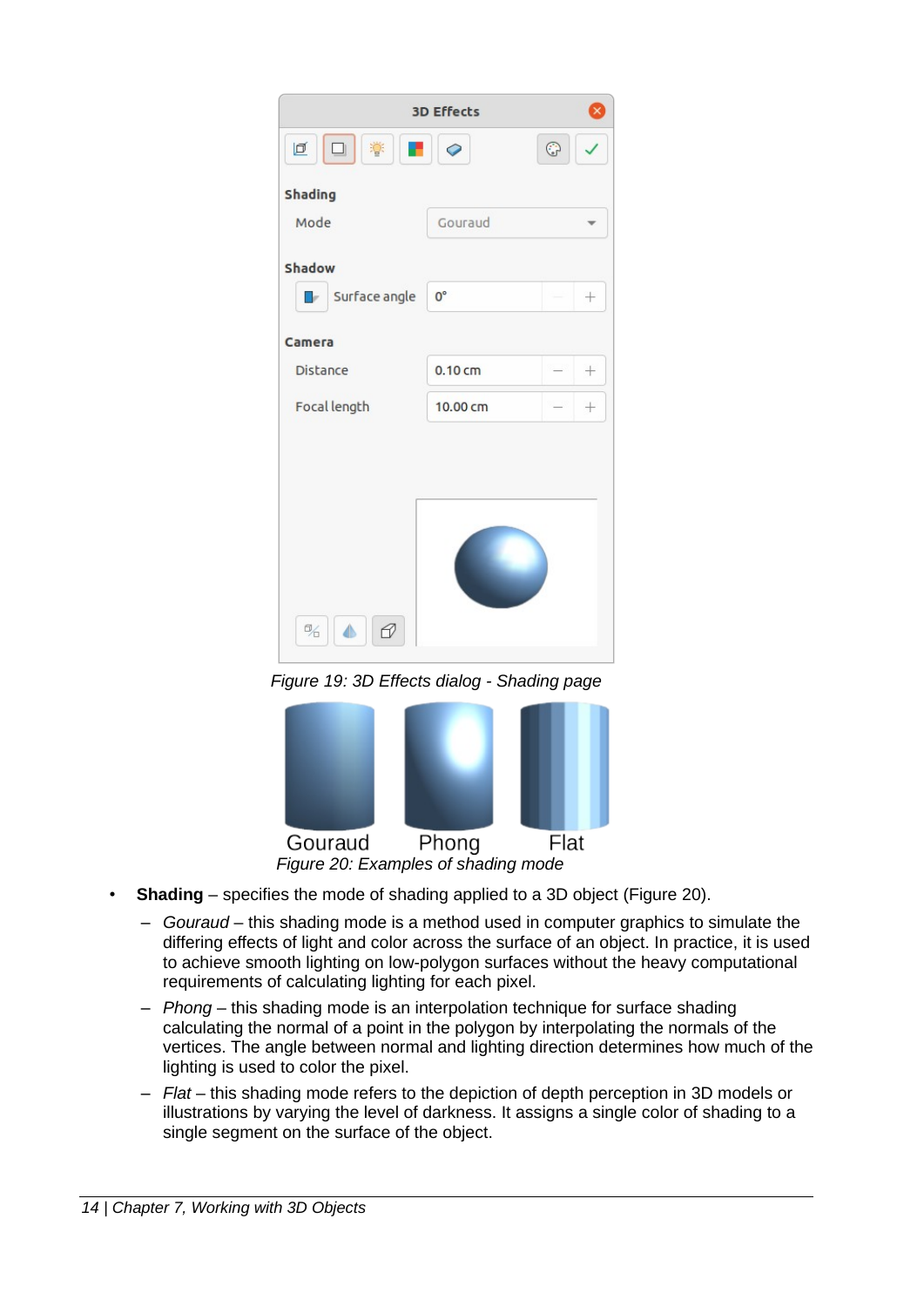*Figure 19: 3D Effects dialog - Shading page*

*Figure 20: Examples of shading mode*

- **Shading** – specifies the mode of shading applied to a 3D object (Figure 20).
  - *Gouraud* – this shading mode is a method used in computer graphics to simulate the differing effects of light and color across the surface of an object. In practice, it is used to achieve smooth lighting on low-polygon surfaces without the heavy computational requirements of calculating lighting for each pixel.
  - *Phong* – this shading mode is an interpolation technique for surface shading calculating the normal of a point in the polygon by interpolating the normals of the vertices. The angle between normal and lighting direction determines how much of the lighting is used to color the pixel.
  - *Flat* – this shading mode refers to the depiction of depth perception in 3D models or illustrations by varying the level of darkness. It assigns a single color of shading to a single segment on the surface of the object.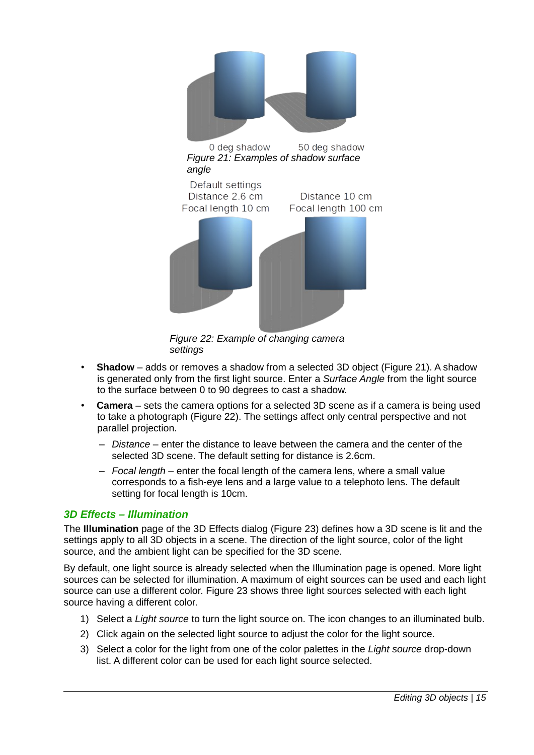0 deg shadow 50 deg shadow

Figure 21: Examples of shadow surface angle

Default settings
Distance 2.6 cm
Focal length 10 cm

Distance 10 cm
Focal length 100 cm

Figure 22: Example of changing camera settings

- **Shadow** – adds or removes a shadow from a selected 3D object (Figure 21). A shadow is generated only from the first light source. Enter a *Surface Angle* from the light source to the surface between 0 to 90 degrees to cast a shadow.
- **Camera** – sets the camera options for a selected 3D scene as if a camera is being used to take a photograph (Figure 22). The settings affect only central perspective and not parallel projection.
  - *Distance* – enter the distance to leave between the camera and the center of the selected 3D scene. The default setting for distance is 2.6cm.
  - *Focal length* – enter the focal length of the camera lens, where a small value corresponds to a fish-eye lens and a large value to a telephoto lens. The default setting for focal length is 10cm.

### 3D Effects – Illumination

The **Illumination** page of the 3D Effects dialog (Figure 23) defines how a 3D scene is lit and the settings apply to all 3D objects in a scene. The direction of the light source, color of the light source, and the ambient light can be specified for the 3D scene.

By default, one light source is already selected when the Illumination page is opened. More light sources can be selected for illumination. A maximum of eight sources can be used and each light source can use a different color. Figure 23 shows three light sources selected with each light source having a different color.

1) Select a *Light source* to turn the light source on. The icon changes to an illuminated bulb.
2) Click again on the selected light source to adjust the color for the light source.
3) Select a color for the light from one of the color palettes in the *Light source* drop-down list. A different color can be used for each light source selected.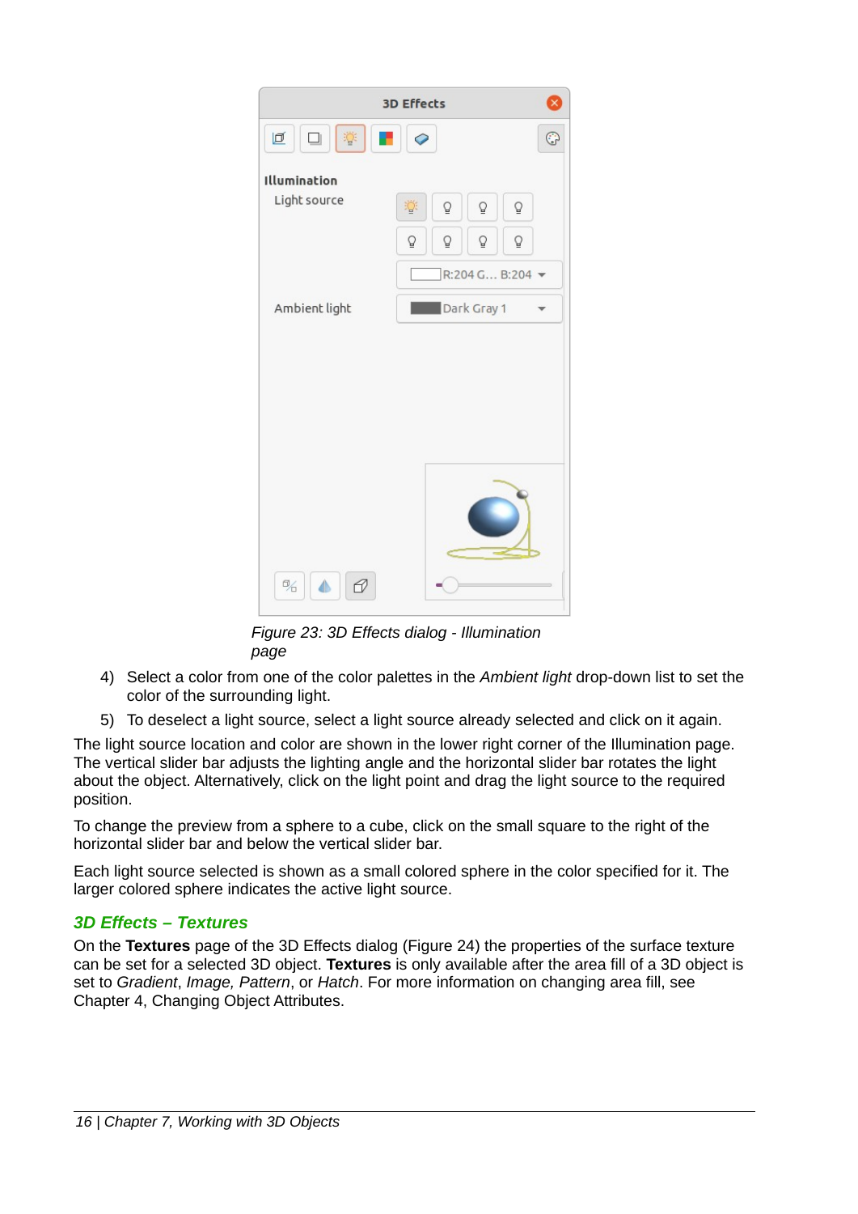*Figure 23: 3D Effects dialog - Illumination page*

4) Select a color from one of the color palettes in the *Ambient light* drop-down list to set the color of the surrounding light.
5) To deselect a light source, select a light source already selected and click on it again.

The light source location and color are shown in the lower right corner of the Illumination page. The vertical slider bar adjusts the lighting angle and the horizontal slider bar rotates the light about the object. Alternatively, click on the light point and drag the light source to the required position.

To change the preview from a sphere to a cube, click on the small square to the right of the horizontal slider bar and below the vertical slider bar.

Each light source selected is shown as a small colored sphere in the color specified for it. The larger colored sphere indicates the active light source.

### *3D Effects – Textures*

On the **Textures** page of the 3D Effects dialog (Figure 24) the properties of the surface texture can be set for a selected 3D object. **Textures** is only available after the area fill of a 3D object is set to *Gradient*, *Image, Pattern*, or *Hatch*. For more information on changing area fill, see Chapter 4, Changing Object Attributes.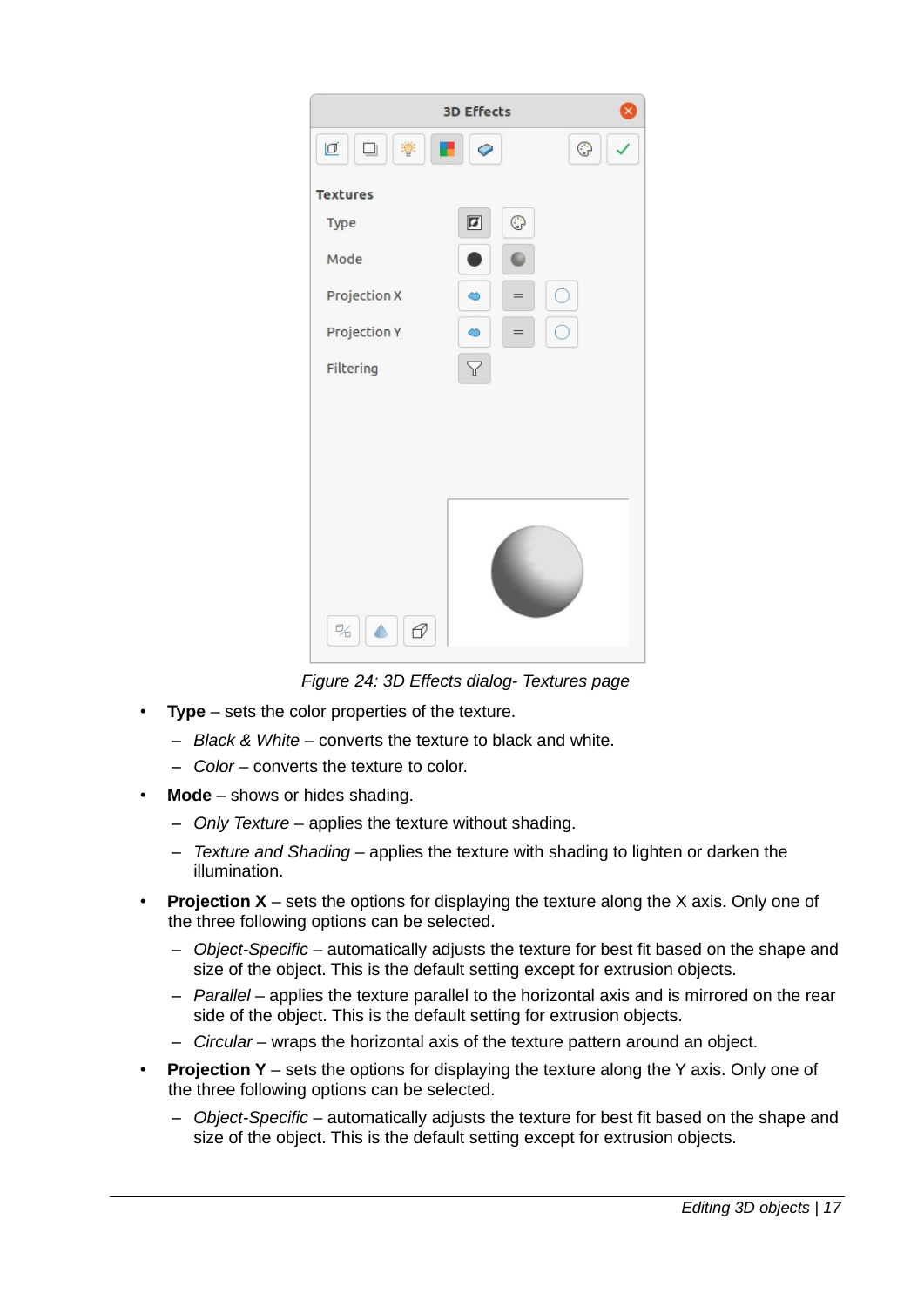Figure 24: 3D Effects dialog- Textures page

- **Type** – sets the color properties of the texture.
  - *Black & White* – converts the texture to black and white.
  - *Color* – converts the texture to color.
- **Mode** – shows or hides shading.
  - *Only Texture* – applies the texture without shading.
  - *Texture and Shading* – applies the texture with shading to lighten or darken the illumination.
- **Projection X** – sets the options for displaying the texture along the X axis. Only one of the three following options can be selected.
  - *Object-Specific* – automatically adjusts the texture for best fit based on the shape and size of the object. This is the default setting except for extrusion objects.
  - *Parallel* – applies the texture parallel to the horizontal axis and is mirrored on the rear side of the object. This is the default setting for extrusion objects.
  - *Circular* – wraps the horizontal axis of the texture pattern around an object.
- **Projection Y** – sets the options for displaying the texture along the Y axis. Only one of the three following options can be selected.
  - *Object-Specific* – automatically adjusts the texture for best fit based on the shape and size of the object. This is the default setting except for extrusion objects.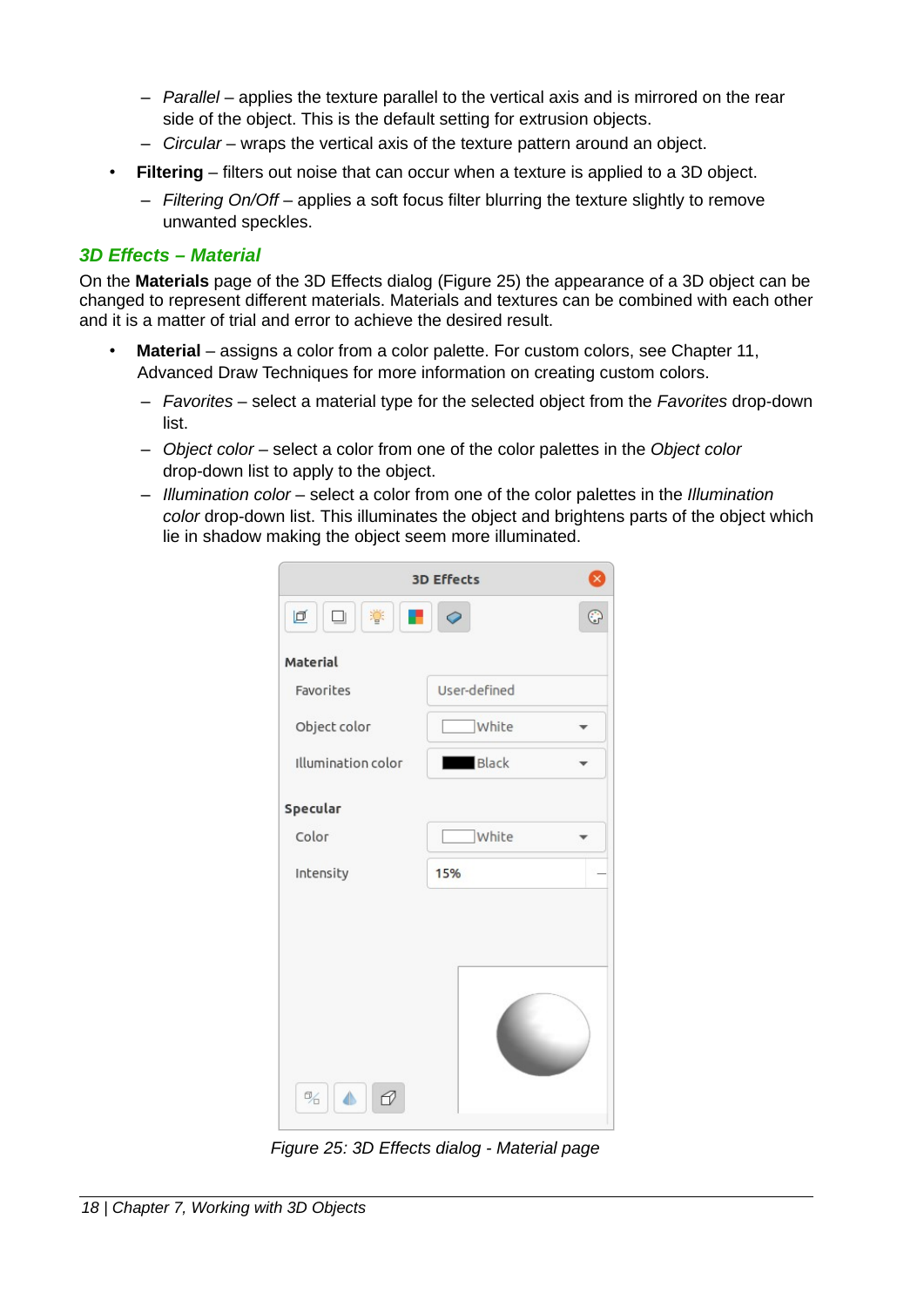- *Parallel* – applies the texture parallel to the vertical axis and is mirrored on the rear side of the object. This is the default setting for extrusion objects.
- *Circular* – wraps the vertical axis of the texture pattern around an object.

- **Filtering** – filters out noise that can occur when a texture is applied to a 3D object.
  - *Filtering On/Off* – applies a soft focus filter blurring the texture slightly to remove unwanted speckles.

### *3D Effects – Material*

On the **Materials** page of the 3D Effects dialog (Figure 25) the appearance of a 3D object can be changed to represent different materials. Materials and textures can be combined with each other and it is a matter of trial and error to achieve the desired result.

- **Material** – assigns a color from a color palette. For custom colors, see Chapter 11, Advanced Draw Techniques for more information on creating custom colors.
  - *Favorites* – select a material type for the selected object from the *Favorites* drop-down list.
  - *Object color* – select a color from one of the color palettes in the *Object color* drop-down list to apply to the object.
  - *Illumination color* – select a color from one of the color palettes in the *Illumination color* drop-down list. This illuminates the object and brightens parts of the object which lie in shadow making the object seem more illuminated.

*Figure 25: 3D Effects dialog - Material page*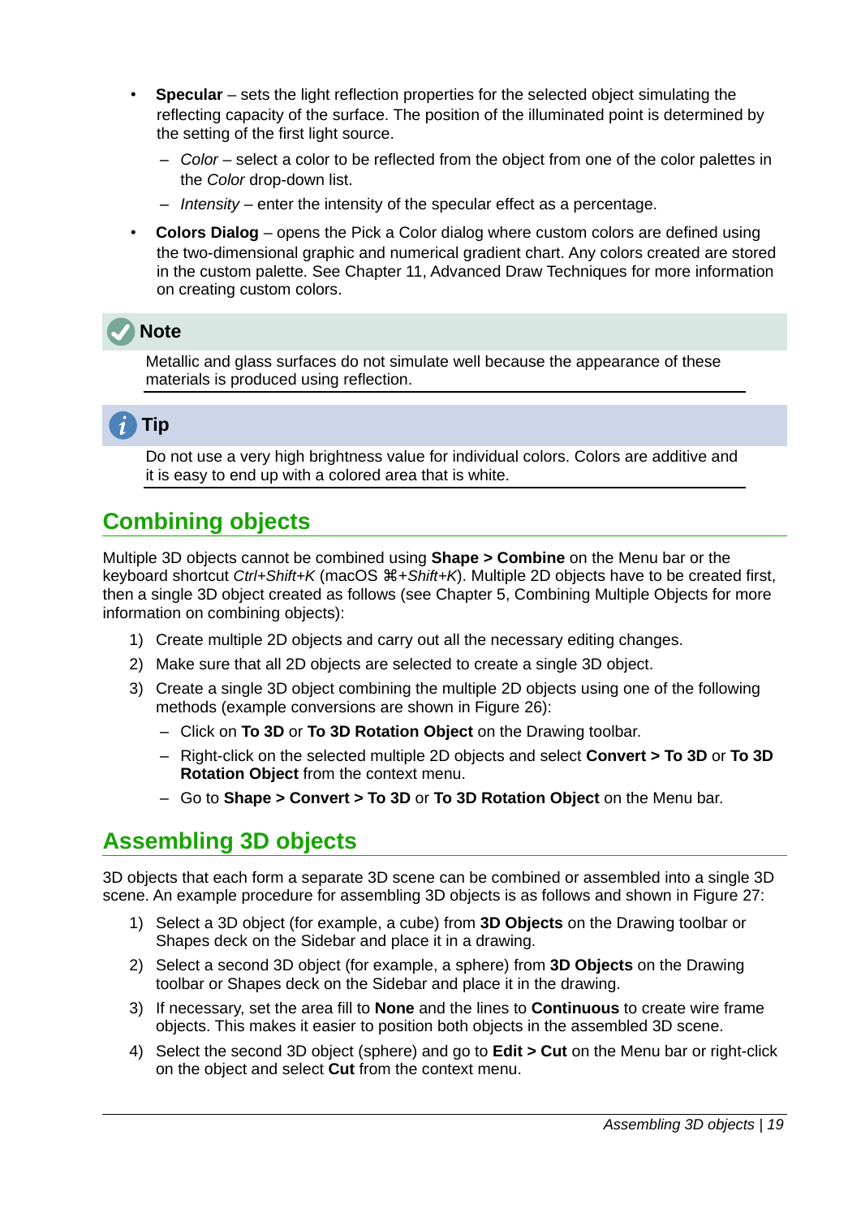- **Specular** – sets the light reflection properties for the selected object simulating the reflecting capacity of the surface. The position of the illuminated point is determined by the setting of the first light source.
  - *Color* – select a color to be reflected from the object from one of the color palettes in the *Color* drop-down list.
  - *Intensity* – enter the intensity of the specular effect as a percentage.
- **Colors Dialog** – opens the Pick a Color dialog where custom colors are defined using the two-dimensional graphic and numerical gradient chart. Any colors created are stored in the custom palette. See Chapter 11, Advanced Draw Techniques for more information on creating custom colors.

**Note**

Metallic and glass surfaces do not simulate well because the appearance of these materials is produced using reflection.

**Tip**

Do not use a very high brightness value for individual colors. Colors are additive and it is easy to end up with a colored area that is white.

## Combining objects

Multiple 3D objects cannot be combined using **Shape > Combine** on the Menu bar or the keyboard shortcut *Ctrl+Shift+K* (macOS ⌘*+Shift+K*). Multiple 2D objects have to be created first, then a single 3D object created as follows (see Chapter 5, Combining Multiple Objects for more information on combining objects):

1) Create multiple 2D objects and carry out all the necessary editing changes.
2) Make sure that all 2D objects are selected to create a single 3D object.
3) Create a single 3D object combining the multiple 2D objects using one of the following methods (example conversions are shown in Figure 26):
   - Click on **To 3D** or **To 3D Rotation Object** on the Drawing toolbar.
   - Right-click on the selected multiple 2D objects and select **Convert > To 3D** or **To 3D Rotation Object** from the context menu.
   - Go to **Shape > Convert > To 3D** or **To 3D Rotation Object** on the Menu bar.

## Assembling 3D objects

3D objects that each form a separate 3D scene can be combined or assembled into a single 3D scene. An example procedure for assembling 3D objects is as follows and shown in Figure 27:

1) Select a 3D object (for example, a cube) from **3D Objects** on the Drawing toolbar or Shapes deck on the Sidebar and place it in a drawing.
2) Select a second 3D object (for example, a sphere) from **3D Objects** on the Drawing toolbar or Shapes deck on the Sidebar and place it in the drawing.
3) If necessary, set the area fill to **None** and the lines to **Continuous** to create wire frame objects. This makes it easier to position both objects in the assembled 3D scene.
4) Select the second 3D object (sphere) and go to **Edit > Cut** on the Menu bar or right-click on the object and select **Cut** from the context menu.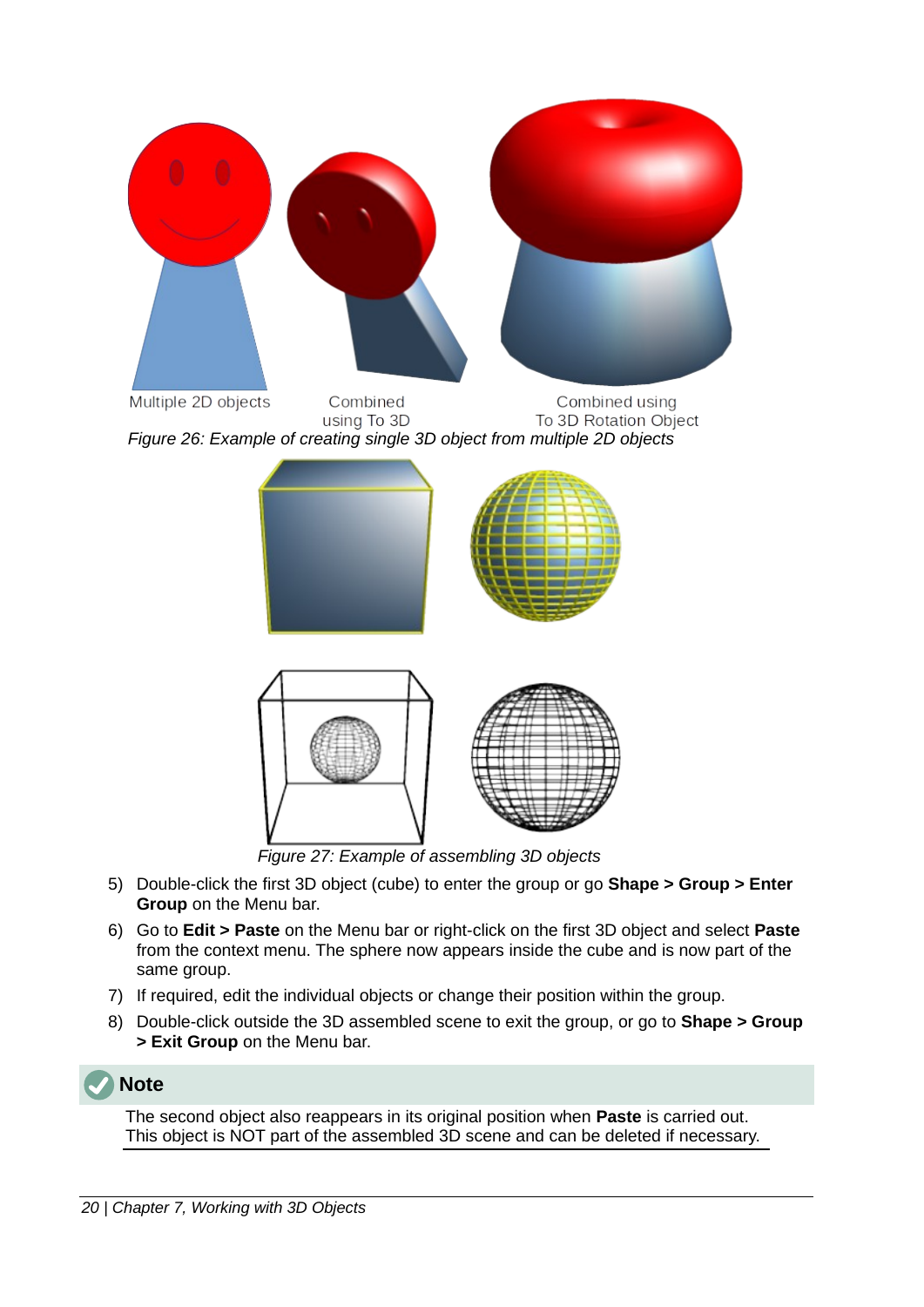Multiple 2D objects

Combined using To 3D

Combined using To 3D Rotation Object

*Figure 26: Example of creating single 3D object from multiple 2D objects*

*Figure 27: Example of assembling 3D objects*

5) Double-click the first 3D object (cube) to enter the group or go **Shape > Group > Enter Group** on the Menu bar.
6) Go to **Edit > Paste** on the Menu bar or right-click on the first 3D object and select **Paste** from the context menu. The sphere now appears inside the cube and is now part of the same group.
7) If required, edit the individual objects or change their position within the group.
8) Double-click outside the 3D assembled scene to exit the group, or go to **Shape > Group > Exit Group** on the Menu bar.

**Note**

The second object also reappears in its original position when **Paste** is carried out. This object is NOT part of the assembled 3D scene and can be deleted if necessary.